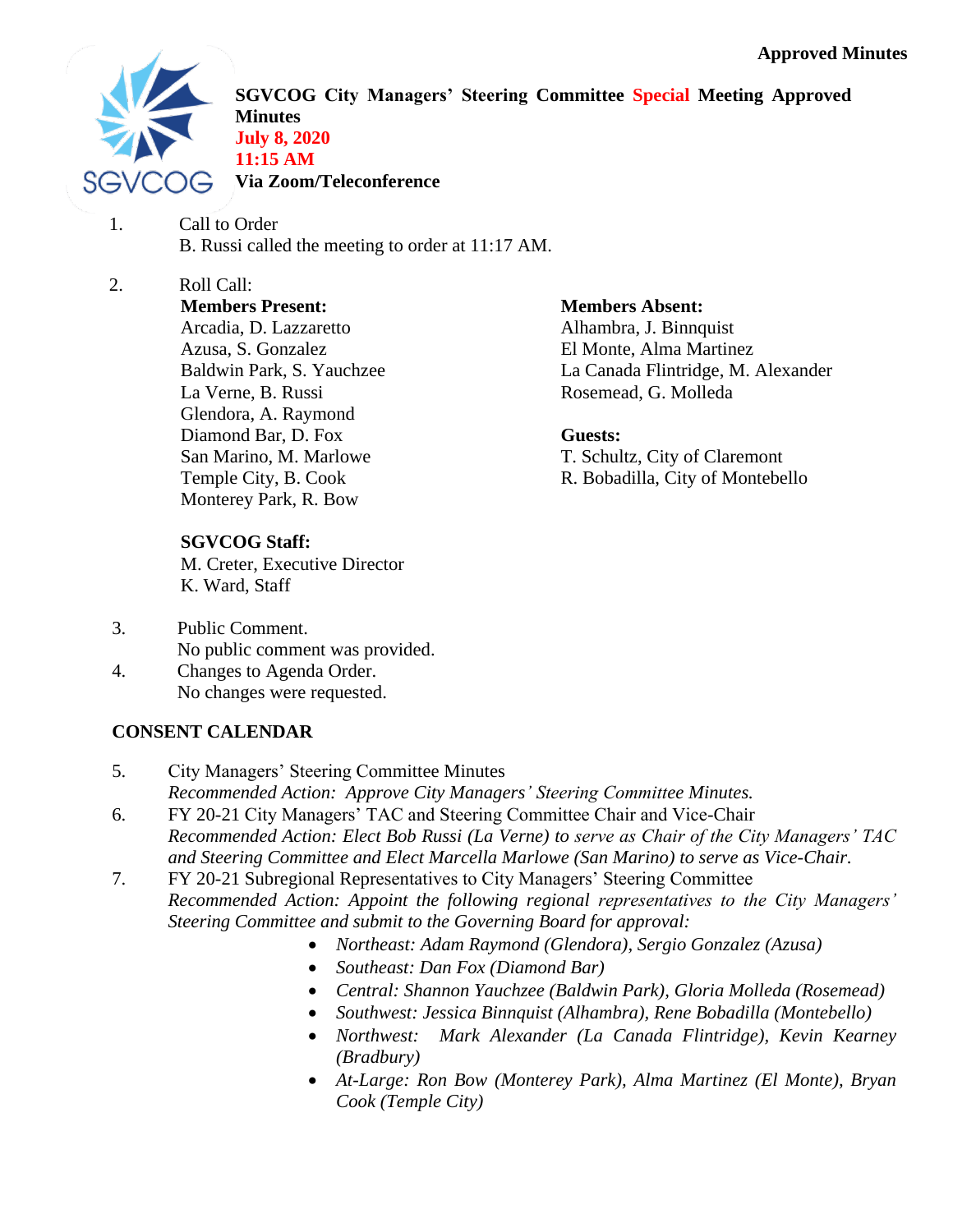Approved Minutes

# SGVCOG City Managers' Steering Committee Special Meeting Approved Minutes

**July 8, 2020**
**11:15 AM**
**Via Zoom/Teleconference**

1. Call to Order
   B. Russi called the meeting to order at 11:17 AM.

2. Roll Call:

**Members Present:**
Arcadia, D. Lazzaretto
Azusa, S. Gonzalez
Baldwin Park, S. Yauchzee
La Verne, B. Russi
Glendora, A. Raymond
Diamond Bar, D. Fox
San Marino, M. Marlowe
Temple City, B. Cook
Monterey Park, R. Bow

**Members Absent:**
Alhambra, J. Binnquist
El Monte, Alma Martinez
La Canada Flintridge, M. Alexander
Rosemead, G. Molleda

**Guests:**
T. Schultz, City of Claremont
R. Bobadilla, City of Montebello

**SGVCOG Staff:**
M. Creter, Executive Director
K. Ward, Staff

3. Public Comment.
   No public comment was provided.
4. Changes to Agenda Order.
   No changes were requested.

## CONSENT CALENDAR

5. City Managers' Steering Committee Minutes
   *Recommended Action: Approve City Managers' Steering Committee Minutes.*
6. FY 20-21 City Managers' TAC and Steering Committee Chair and Vice-Chair
   *Recommended Action: Elect Bob Russi (La Verne) to serve as Chair of the City Managers' TAC and Steering Committee and Elect Marcella Marlowe (San Marino) to serve as Vice-Chair.*
7. FY 20-21 Subregional Representatives to City Managers' Steering Committee
   *Recommended Action: Appoint the following regional representatives to the City Managers' Steering Committee and submit to the Governing Board for approval:*
   - *Northeast: Adam Raymond (Glendora), Sergio Gonzalez (Azusa)*
   - *Southeast: Dan Fox (Diamond Bar)*
   - *Central: Shannon Yauchzee (Baldwin Park), Gloria Molleda (Rosemead)*
   - *Southwest: Jessica Binnquist (Alhambra), Rene Bobadilla (Montebello)*
   - *Northwest: Mark Alexander (La Canada Flintridge), Kevin Kearney (Bradbury)*
   - *At-Large: Ron Bow (Monterey Park), Alma Martinez (El Monte), Bryan Cook (Temple City)*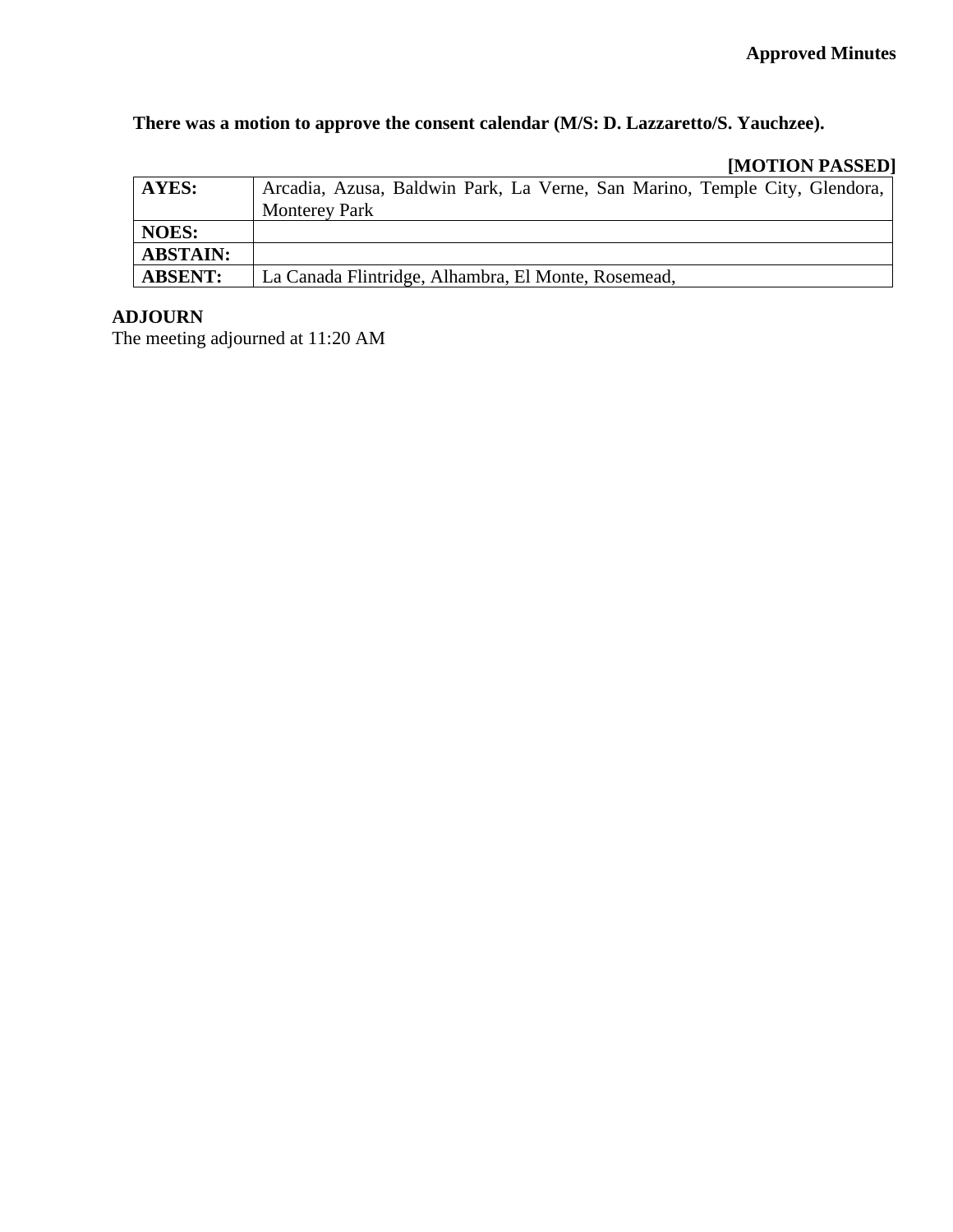**Approved Minutes**

**There was a motion to approve the consent calendar (M/S: D. Lazzaretto/S. Yauchzee).**

**[MOTION PASSED]**

| | |
|---|---|
| **AYES:** | Arcadia, Azusa, Baldwin Park, La Verne, San Marino, Temple City, Glendora, Monterey Park |
| **NOES:** | |
| **ABSTAIN:** | |
| **ABSENT:** | La Canada Flintridge, Alhambra, El Monte, Rosemead, |

**ADJOURN**

The meeting adjourned at 11:20 AM